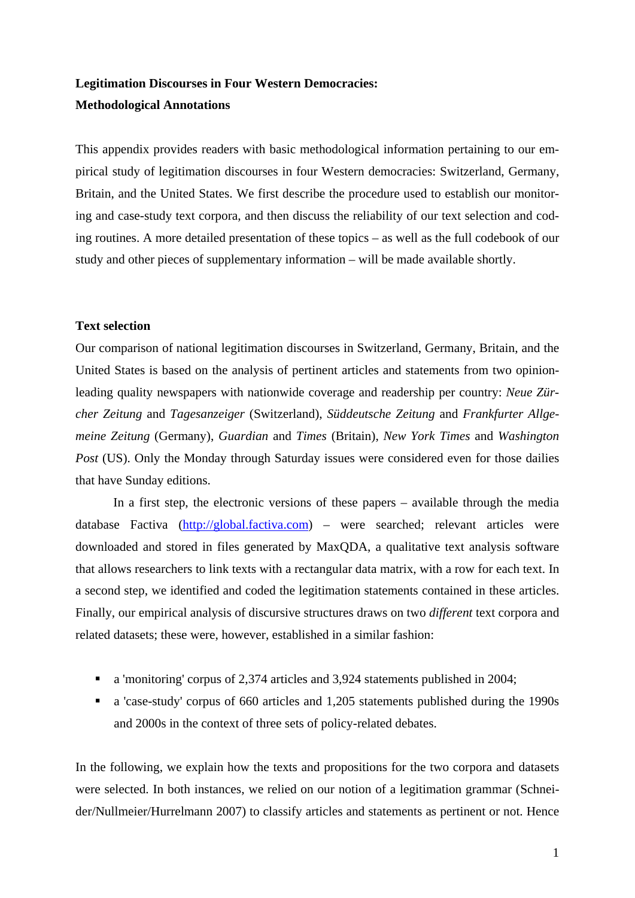**Legitimation Discourses in Four Western Democracies:**
**Methodological Annotations**

This appendix provides readers with basic methodological information pertaining to our empirical study of legitimation discourses in four Western democracies: Switzerland, Germany, Britain, and the United States. We first describe the procedure used to establish our monitoring and case-study text corpora, and then discuss the reliability of our text selection and coding routines. A more detailed presentation of these topics – as well as the full codebook of our study and other pieces of supplementary information – will be made available shortly.

## Text selection

Our comparison of national legitimation discourses in Switzerland, Germany, Britain, and the United States is based on the analysis of pertinent articles and statements from two opinion-leading quality newspapers with nationwide coverage and readership per country: *Neue Zürcher Zeitung* and *Tagesanzeiger* (Switzerland), *Süddeutsche Zeitung* and *Frankfurter Allgemeine Zeitung* (Germany), *Guardian* and *Times* (Britain), *New York Times* and *Washington Post* (US). Only the Monday through Saturday issues were considered even for those dailies that have Sunday editions.

In a first step, the electronic versions of these papers – available through the media database Factiva (http://global.factiva.com) – were searched; relevant articles were downloaded and stored in files generated by MaxQDA, a qualitative text analysis software that allows researchers to link texts with a rectangular data matrix, with a row for each text. In a second step, we identified and coded the legitimation statements contained in these articles. Finally, our empirical analysis of discursive structures draws on two *different* text corpora and related datasets; these were, however, established in a similar fashion:

- a 'monitoring' corpus of 2,374 articles and 3,924 statements published in 2004;
- a 'case-study' corpus of 660 articles and 1,205 statements published during the 1990s and 2000s in the context of three sets of policy-related debates.

In the following, we explain how the texts and propositions for the two corpora and datasets were selected. In both instances, we relied on our notion of a legitimation grammar (Schneider/Nullmeier/Hurrelmann 2007) to classify articles and statements as pertinent or not. Hence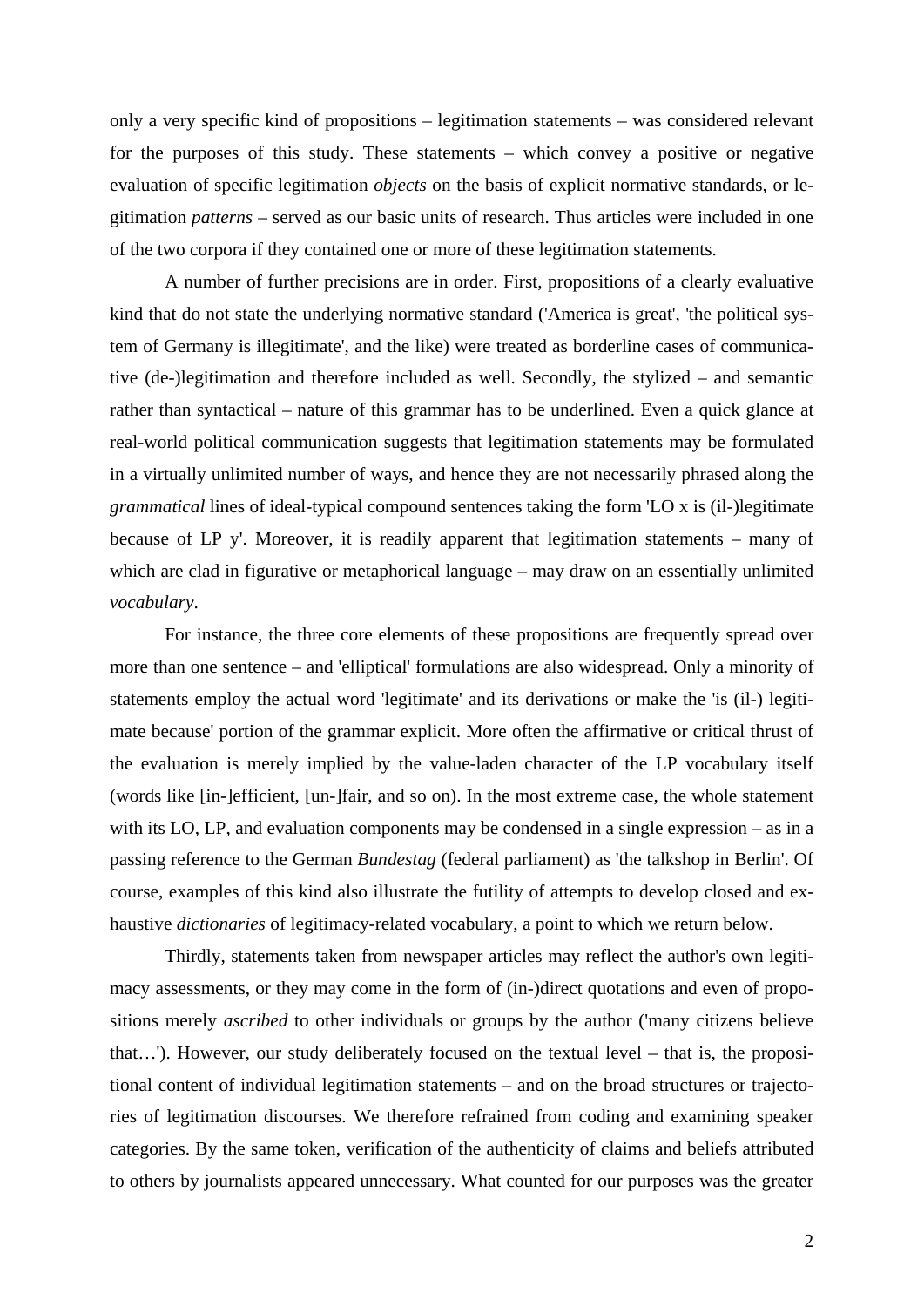only a very specific kind of propositions – legitimation statements – was considered relevant for the purposes of this study. These statements – which convey a positive or negative evaluation of specific legitimation *objects* on the basis of explicit normative standards, or legitimation *patterns* – served as our basic units of research. Thus articles were included in one of the two corpora if they contained one or more of these legitimation statements.

A number of further precisions are in order. First, propositions of a clearly evaluative kind that do not state the underlying normative standard ('America is great', 'the political system of Germany is illegitimate', and the like) were treated as borderline cases of communicative (de-)legitimation and therefore included as well. Secondly, the stylized – and semantic rather than syntactical – nature of this grammar has to be underlined. Even a quick glance at real-world political communication suggests that legitimation statements may be formulated in a virtually unlimited number of ways, and hence they are not necessarily phrased along the *grammatical* lines of ideal-typical compound sentences taking the form 'LO x is (il-)legitimate because of LP y'. Moreover, it is readily apparent that legitimation statements – many of which are clad in figurative or metaphorical language – may draw on an essentially unlimited *vocabulary*.

For instance, the three core elements of these propositions are frequently spread over more than one sentence – and 'elliptical' formulations are also widespread. Only a minority of statements employ the actual word 'legitimate' and its derivations or make the 'is (il-) legitimate because' portion of the grammar explicit. More often the affirmative or critical thrust of the evaluation is merely implied by the value-laden character of the LP vocabulary itself (words like [in-]efficient, [un-]fair, and so on). In the most extreme case, the whole statement with its LO, LP, and evaluation components may be condensed in a single expression – as in a passing reference to the German *Bundestag* (federal parliament) as 'the talkshop in Berlin'. Of course, examples of this kind also illustrate the futility of attempts to develop closed and exhaustive *dictionaries* of legitimacy-related vocabulary, a point to which we return below.

Thirdly, statements taken from newspaper articles may reflect the author's own legitimacy assessments, or they may come in the form of (in-)direct quotations and even of propositions merely *ascribed* to other individuals or groups by the author ('many citizens believe that…'). However, our study deliberately focused on the textual level – that is, the propositional content of individual legitimation statements – and on the broad structures or trajectories of legitimation discourses. We therefore refrained from coding and examining speaker categories. By the same token, verification of the authenticity of claims and beliefs attributed to others by journalists appeared unnecessary. What counted for our purposes was the greater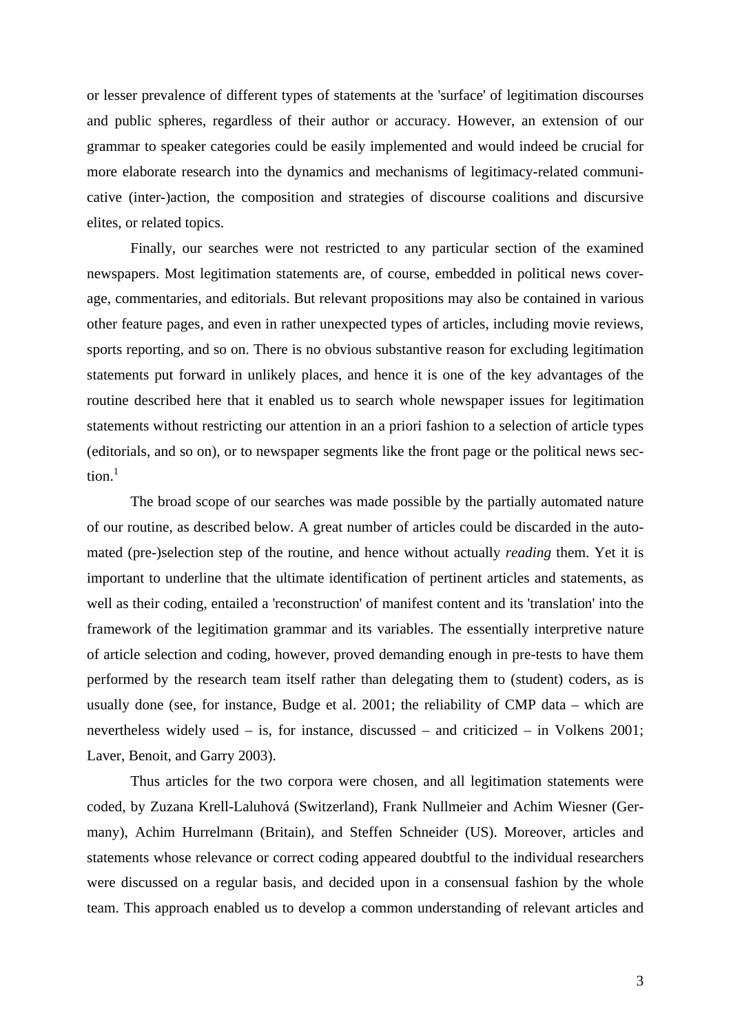or lesser prevalence of different types of statements at the 'surface' of legitimation discourses and public spheres, regardless of their author or accuracy. However, an extension of our grammar to speaker categories could be easily implemented and would indeed be crucial for more elaborate research into the dynamics and mechanisms of legitimacy-related communicative (inter-)action, the composition and strategies of discourse coalitions and discursive elites, or related topics.

Finally, our searches were not restricted to any particular section of the examined newspapers. Most legitimation statements are, of course, embedded in political news coverage, commentaries, and editorials. But relevant propositions may also be contained in various other feature pages, and even in rather unexpected types of articles, including movie reviews, sports reporting, and so on. There is no obvious substantive reason for excluding legitimation statements put forward in unlikely places, and hence it is one of the key advantages of the routine described here that it enabled us to search whole newspaper issues for legitimation statements without restricting our attention in an a priori fashion to a selection of article types (editorials, and so on), or to newspaper segments like the front page or the political news section.[1]

The broad scope of our searches was made possible by the partially automated nature of our routine, as described below. A great number of articles could be discarded in the automated (pre-)selection step of the routine, and hence without actually *reading* them. Yet it is important to underline that the ultimate identification of pertinent articles and statements, as well as their coding, entailed a 'reconstruction' of manifest content and its 'translation' into the framework of the legitimation grammar and its variables. The essentially interpretive nature of article selection and coding, however, proved demanding enough in pre-tests to have them performed by the research team itself rather than delegating them to (student) coders, as is usually done (see, for instance, Budge et al. 2001; the reliability of CMP data – which are nevertheless widely used – is, for instance, discussed – and criticized – in Volkens 2001; Laver, Benoit, and Garry 2003).

Thus articles for the two corpora were chosen, and all legitimation statements were coded, by Zuzana Krell-Laluhová (Switzerland), Frank Nullmeier and Achim Wiesner (Germany), Achim Hurrelmann (Britain), and Steffen Schneider (US). Moreover, articles and statements whose relevance or correct coding appeared doubtful to the individual researchers were discussed on a regular basis, and decided upon in a consensual fashion by the whole team. This approach enabled us to develop a common understanding of relevant articles and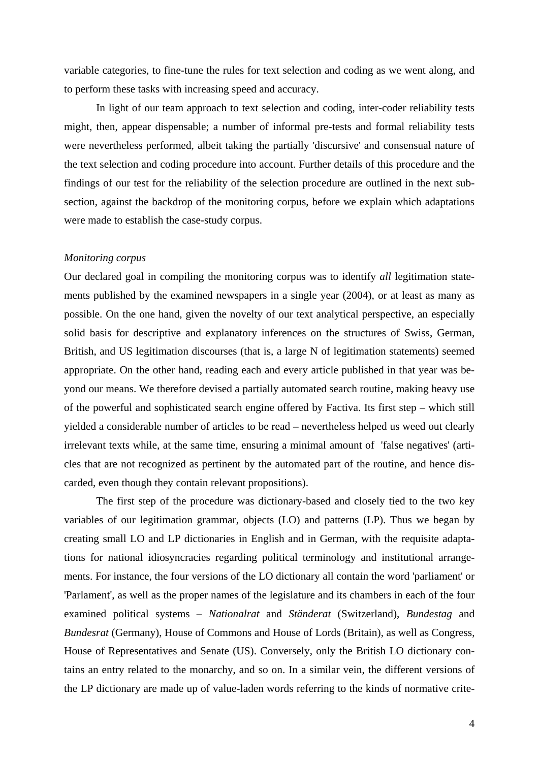variable categories, to fine-tune the rules for text selection and coding as we went along, and to perform these tasks with increasing speed and accuracy.

In light of our team approach to text selection and coding, inter-coder reliability tests might, then, appear dispensable; a number of informal pre-tests and formal reliability tests were nevertheless performed, albeit taking the partially 'discursive' and consensual nature of the text selection and coding procedure into account. Further details of this procedure and the findings of our test for the reliability of the selection procedure are outlined in the next sub-section, against the backdrop of the monitoring corpus, before we explain which adaptations were made to establish the case-study corpus.

*Monitoring corpus*

Our declared goal in compiling the monitoring corpus was to identify *all* legitimation statements published by the examined newspapers in a single year (2004), or at least as many as possible. On the one hand, given the novelty of our text analytical perspective, an especially solid basis for descriptive and explanatory inferences on the structures of Swiss, German, British, and US legitimation discourses (that is, a large N of legitimation statements) seemed appropriate. On the other hand, reading each and every article published in that year was beyond our means. We therefore devised a partially automated search routine, making heavy use of the powerful and sophisticated search engine offered by Factiva. Its first step – which still yielded a considerable number of articles to be read – nevertheless helped us weed out clearly irrelevant texts while, at the same time, ensuring a minimal amount of 'false negatives' (articles that are not recognized as pertinent by the automated part of the routine, and hence discarded, even though they contain relevant propositions).

The first step of the procedure was dictionary-based and closely tied to the two key variables of our legitimation grammar, objects (LO) and patterns (LP). Thus we began by creating small LO and LP dictionaries in English and in German, with the requisite adaptations for national idiosyncracies regarding political terminology and institutional arrangements. For instance, the four versions of the LO dictionary all contain the word 'parliament' or 'Parlament', as well as the proper names of the legislature and its chambers in each of the four examined political systems – *Nationalrat* and *Ständerat* (Switzerland), *Bundestag* and *Bundesrat* (Germany), House of Commons and House of Lords (Britain), as well as Congress, House of Representatives and Senate (US). Conversely, only the British LO dictionary contains an entry related to the monarchy, and so on. In a similar vein, the different versions of the LP dictionary are made up of value-laden words referring to the kinds of normative crite-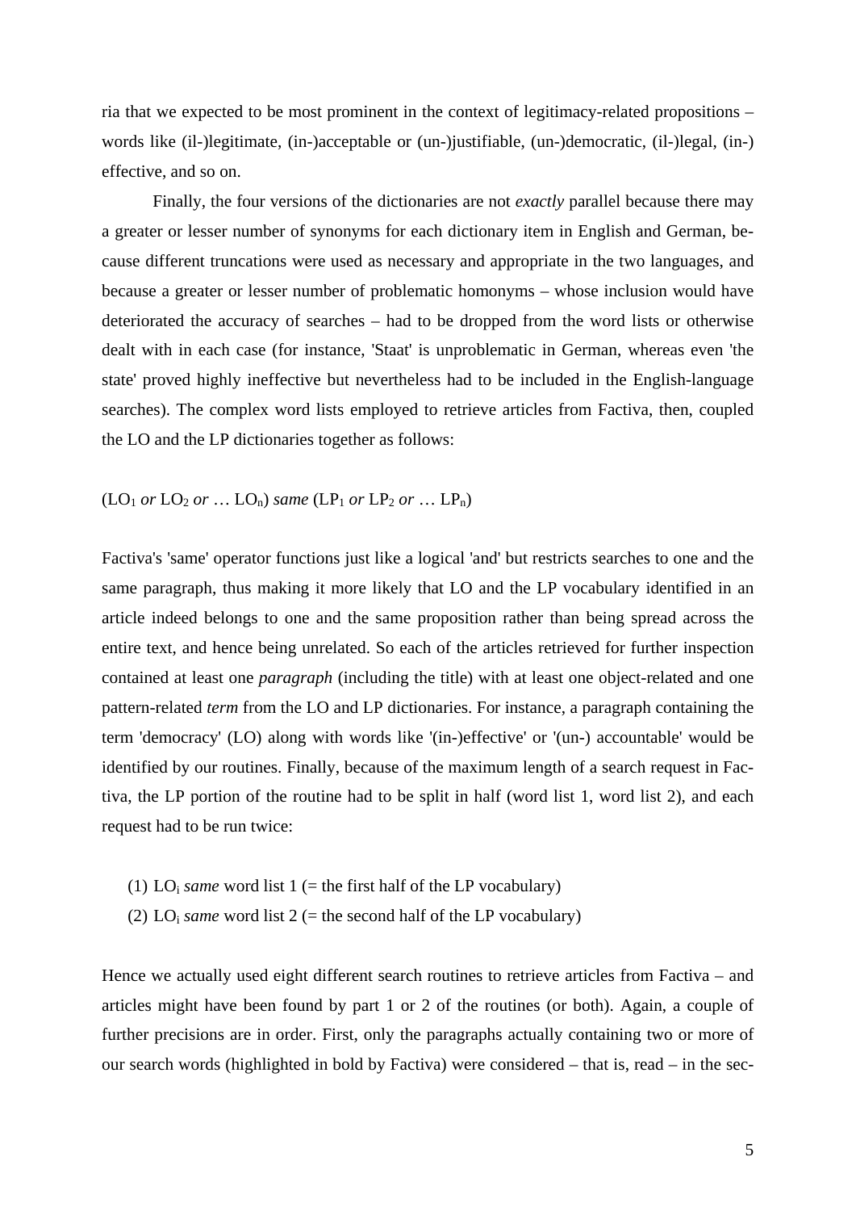ria that we expected to be most prominent in the context of legitimacy-related propositions – words like (il-)legitimate, (in-)acceptable or (un-)justifiable, (un-)democratic, (il-)legal, (in-) effective, and so on.

Finally, the four versions of the dictionaries are not *exactly* parallel because there may a greater or lesser number of synonyms for each dictionary item in English and German, because different truncations were used as necessary and appropriate in the two languages, and because a greater or lesser number of problematic homonyms – whose inclusion would have deteriorated the accuracy of searches – had to be dropped from the word lists or otherwise dealt with in each case (for instance, 'Staat' is unproblematic in German, whereas even 'the state' proved highly ineffective but nevertheless had to be included in the English-language searches). The complex word lists employed to retrieve articles from Factiva, then, coupled the LO and the LP dictionaries together as follows:

($LO_1$ *or* $LO_2$ *or* … $LO_n$) *same* ($LP_1$ *or* $LP_2$ *or* … $LP_n$)

Factiva's 'same' operator functions just like a logical 'and' but restricts searches to one and the same paragraph, thus making it more likely that LO and the LP vocabulary identified in an article indeed belongs to one and the same proposition rather than being spread across the entire text, and hence being unrelated. So each of the articles retrieved for further inspection contained at least one *paragraph* (including the title) with at least one object-related and one pattern-related *term* from the LO and LP dictionaries. For instance, a paragraph containing the term 'democracy' (LO) along with words like '(in-)effective' or '(un-) accountable' would be identified by our routines. Finally, because of the maximum length of a search request in Factiva, the LP portion of the routine had to be split in half (word list 1, word list 2), and each request had to be run twice:

(1) $LO_i$ *same* word list 1 (= the first half of the LP vocabulary)
(2) $LO_i$ *same* word list 2 (= the second half of the LP vocabulary)

Hence we actually used eight different search routines to retrieve articles from Factiva – and articles might have been found by part 1 or 2 of the routines (or both). Again, a couple of further precisions are in order. First, only the paragraphs actually containing two or more of our search words (highlighted in bold by Factiva) were considered – that is, read – in the sec-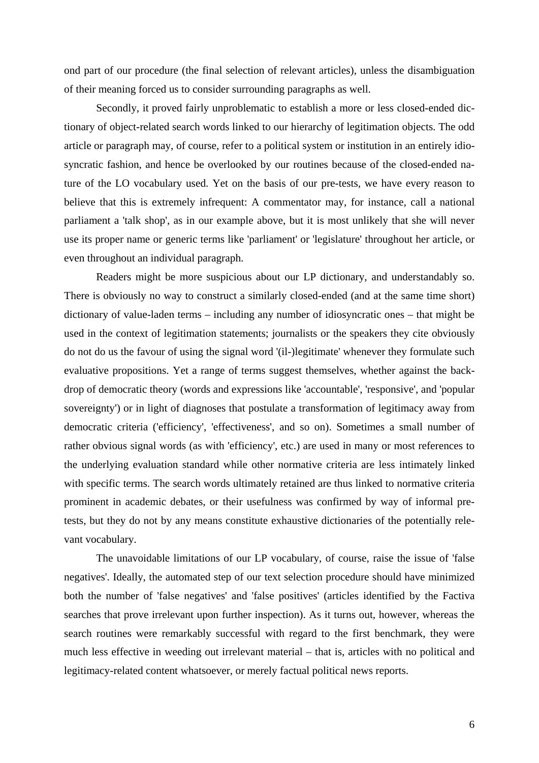ond part of our procedure (the final selection of relevant articles), unless the disambiguation of their meaning forced us to consider surrounding paragraphs as well.

Secondly, it proved fairly unproblematic to establish a more or less closed-ended dictionary of object-related search words linked to our hierarchy of legitimation objects. The odd article or paragraph may, of course, refer to a political system or institution in an entirely idiosyncratic fashion, and hence be overlooked by our routines because of the closed-ended nature of the LO vocabulary used. Yet on the basis of our pre-tests, we have every reason to believe that this is extremely infrequent: A commentator may, for instance, call a national parliament a 'talk shop', as in our example above, but it is most unlikely that she will never use its proper name or generic terms like 'parliament' or 'legislature' throughout her article, or even throughout an individual paragraph.

Readers might be more suspicious about our LP dictionary, and understandably so. There is obviously no way to construct a similarly closed-ended (and at the same time short) dictionary of value-laden terms – including any number of idiosyncratic ones – that might be used in the context of legitimation statements; journalists or the speakers they cite obviously do not do us the favour of using the signal word '(il-)legitimate' whenever they formulate such evaluative propositions. Yet a range of terms suggest themselves, whether against the backdrop of democratic theory (words and expressions like 'accountable', 'responsive', and 'popular sovereignty') or in light of diagnoses that postulate a transformation of legitimacy away from democratic criteria ('efficiency', 'effectiveness', and so on). Sometimes a small number of rather obvious signal words (as with 'efficiency', etc.) are used in many or most references to the underlying evaluation standard while other normative criteria are less intimately linked with specific terms. The search words ultimately retained are thus linked to normative criteria prominent in academic debates, or their usefulness was confirmed by way of informal pre-tests, but they do not by any means constitute exhaustive dictionaries of the potentially relevant vocabulary.

The unavoidable limitations of our LP vocabulary, of course, raise the issue of 'false negatives'. Ideally, the automated step of our text selection procedure should have minimized both the number of 'false negatives' and 'false positives' (articles identified by the Factiva searches that prove irrelevant upon further inspection). As it turns out, however, whereas the search routines were remarkably successful with regard to the first benchmark, they were much less effective in weeding out irrelevant material – that is, articles with no political and legitimacy-related content whatsoever, or merely factual political news reports.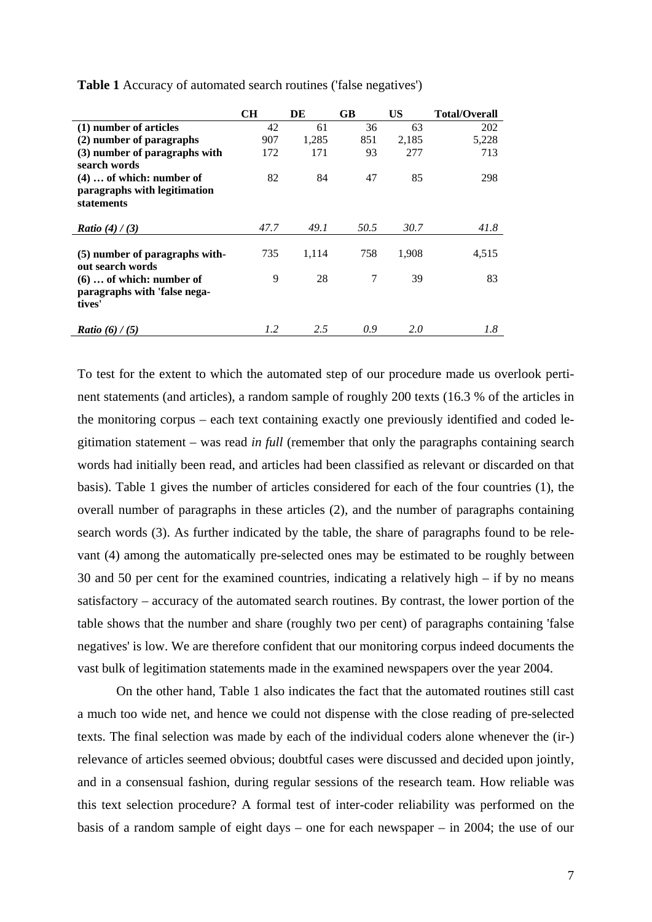**Table 1** Accuracy of automated search routines ('false negatives')

| | CH | DE | GB | US | Total/Overall |
|---|---|---|---|---|---|
| **(1) number of articles** | 42 | 61 | 36 | 63 | 202 |
| **(2) number of paragraphs** | 907 | 1,285 | 851 | 2,185 | 5,228 |
| **(3) number of paragraphs with search words** | 172 | 171 | 93 | 277 | 713 |
| **(4) … of which: number of paragraphs with legitimation statements** | 82 | 84 | 47 | 85 | 298 |
| ***Ratio (4) / (3)*** | *47.7* | *49.1* | *50.5* | *30.7* | *41.8* |
| **(5) number of paragraphs without search words** | 735 | 1,114 | 758 | 1,908 | 4,515 |
| **(6) … of which: number of paragraphs with 'false negatives'** | 9 | 28 | 7 | 39 | 83 |
| ***Ratio (6) / (5)*** | *1.2* | *2.5* | *0.9* | *2.0* | *1.8* |

To test for the extent to which the automated step of our procedure made us overlook pertinent statements (and articles), a random sample of roughly 200 texts (16.3 % of the articles in the monitoring corpus – each text containing exactly one previously identified and coded legitimation statement – was read *in full* (remember that only the paragraphs containing search words had initially been read, and articles had been classified as relevant or discarded on that basis). Table 1 gives the number of articles considered for each of the four countries (1), the overall number of paragraphs in these articles (2), and the number of paragraphs containing search words (3). As further indicated by the table, the share of paragraphs found to be relevant (4) among the automatically pre-selected ones may be estimated to be roughly between 30 and 50 per cent for the examined countries, indicating a relatively high – if by no means satisfactory – accuracy of the automated search routines. By contrast, the lower portion of the table shows that the number and share (roughly two per cent) of paragraphs containing 'false negatives' is low. We are therefore confident that our monitoring corpus indeed documents the vast bulk of legitimation statements made in the examined newspapers over the year 2004.

On the other hand, Table 1 also indicates the fact that the automated routines still cast a much too wide net, and hence we could not dispense with the close reading of pre-selected texts. The final selection was made by each of the individual coders alone whenever the (ir-) relevance of articles seemed obvious; doubtful cases were discussed and decided upon jointly, and in a consensual fashion, during regular sessions of the research team. How reliable was this text selection procedure? A formal test of inter-coder reliability was performed on the basis of a random sample of eight days – one for each newspaper – in 2004; the use of our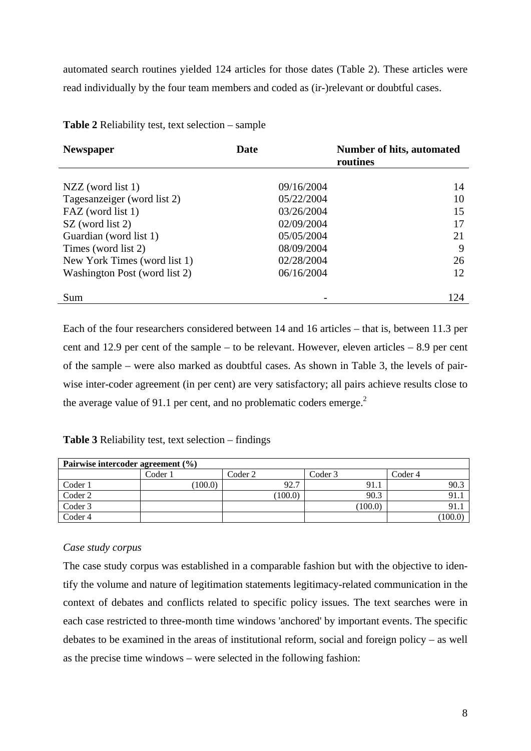automated search routines yielded 124 articles for those dates (Table 2). These articles were read individually by the four team members and coded as (ir-)relevant or doubtful cases.

**Table 2** Reliability test, text selection – sample

| **Newspaper** | **Date** | **Number of hits, automated routines** |
|---|---|---|
| NZZ (word list 1) | 09/16/2004 | 14 |
| Tagesanzeiger (word list 2) | 05/22/2004 | 10 |
| FAZ (word list 1) | 03/26/2004 | 15 |
| SZ (word list 2) | 02/09/2004 | 17 |
| Guardian (word list 1) | 05/05/2004 | 21 |
| Times (word list 2) | 08/09/2004 | 9 |
| New York Times (word list 1) | 02/28/2004 | 26 |
| Washington Post (word list 2) | 06/16/2004 | 12 |
| Sum | - | 124 |

Each of the four researchers considered between 14 and 16 articles – that is, between 11.3 per cent and 12.9 per cent of the sample – to be relevant. However, eleven articles – 8.9 per cent of the sample – were also marked as doubtful cases. As shown in Table 3, the levels of pair-wise inter-coder agreement (in per cent) are very satisfactory; all pairs achieve results close to the average value of 91.1 per cent, and no problematic coders emerge.[2]

**Table 3** Reliability test, text selection – findings

| **Pairwise intercoder agreement (%)** | | | | |
|---|---|---|---|---|
| | Coder 1 | Coder 2 | Coder 3 | Coder 4 |
| Coder 1 | (100.0) | 92.7 | 91.1 | 90.3 |
| Coder 2 | | (100.0) | 90.3 | 91.1 |
| Coder 3 | | | (100.0) | 91.1 |
| Coder 4 | | | | (100.0) |

*Case study corpus*

The case study corpus was established in a comparable fashion but with the objective to identify the volume and nature of legitimation statements legitimacy-related communication in the context of debates and conflicts related to specific policy issues. The text searches were in each case restricted to three-month time windows 'anchored' by important events. The specific debates to be examined in the areas of institutional reform, social and foreign policy – as well as the precise time windows – were selected in the following fashion: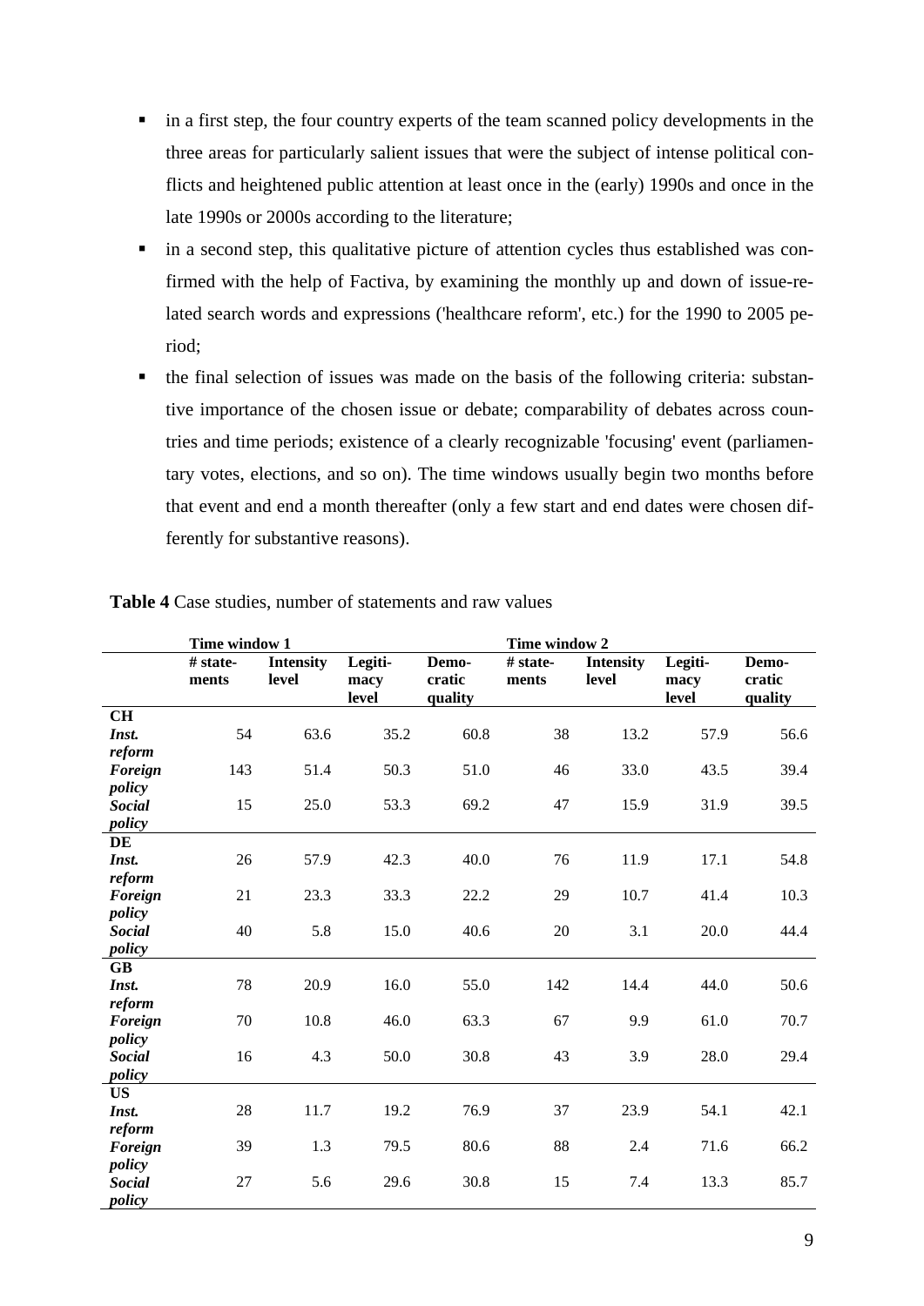- in a first step, the four country experts of the team scanned policy developments in the three areas for particularly salient issues that were the subject of intense political conflicts and heightened public attention at least once in the (early) 1990s and once in the late 1990s or 2000s according to the literature;
- in a second step, this qualitative picture of attention cycles thus established was confirmed with the help of Factiva, by examining the monthly up and down of issue-related search words and expressions ('healthcare reform', etc.) for the 1990 to 2005 period;
- the final selection of issues was made on the basis of the following criteria: substantive importance of the chosen issue or debate; comparability of debates across countries and time periods; existence of a clearly recognizable 'focusing' event (parliamentary votes, elections, and so on). The time windows usually begin two months before that event and end a month thereafter (only a few start and end dates were chosen differently for substantive reasons).

**Table 4** Case studies, number of statements and raw values

| | **Time window 1** | | | | **Time window 2** | | | |
|---|---|---|---|---|---|---|---|---|
| | **# statements** | **Intensity level** | **Legitimacy level** | **Democratic quality** | **# statements** | **Intensity level** | **Legitimacy level** | **Democratic quality** |
| **CH** | | | | | | | | |
| ***Inst. reform*** | 54 | 63.6 | 35.2 | 60.8 | 38 | 13.2 | 57.9 | 56.6 |
| ***Foreign policy*** | 143 | 51.4 | 50.3 | 51.0 | 46 | 33.0 | 43.5 | 39.4 |
| ***Social policy*** | 15 | 25.0 | 53.3 | 69.2 | 47 | 15.9 | 31.9 | 39.5 |
| **DE** | | | | | | | | |
| ***Inst. reform*** | 26 | 57.9 | 42.3 | 40.0 | 76 | 11.9 | 17.1 | 54.8 |
| ***Foreign policy*** | 21 | 23.3 | 33.3 | 22.2 | 29 | 10.7 | 41.4 | 10.3 |
| ***Social policy*** | 40 | 5.8 | 15.0 | 40.6 | 20 | 3.1 | 20.0 | 44.4 |
| **GB** | | | | | | | | |
| ***Inst. reform*** | 78 | 20.9 | 16.0 | 55.0 | 142 | 14.4 | 44.0 | 50.6 |
| ***Foreign policy*** | 70 | 10.8 | 46.0 | 63.3 | 67 | 9.9 | 61.0 | 70.7 |
| ***Social policy*** | 16 | 4.3 | 50.0 | 30.8 | 43 | 3.9 | 28.0 | 29.4 |
| **US** | | | | | | | | |
| ***Inst. reform*** | 28 | 11.7 | 19.2 | 76.9 | 37 | 23.9 | 54.1 | 42.1 |
| ***Foreign policy*** | 39 | 1.3 | 79.5 | 80.6 | 88 | 2.4 | 71.6 | 66.2 |
| ***Social policy*** | 27 | 5.6 | 29.6 | 30.8 | 15 | 7.4 | 13.3 | 85.7 |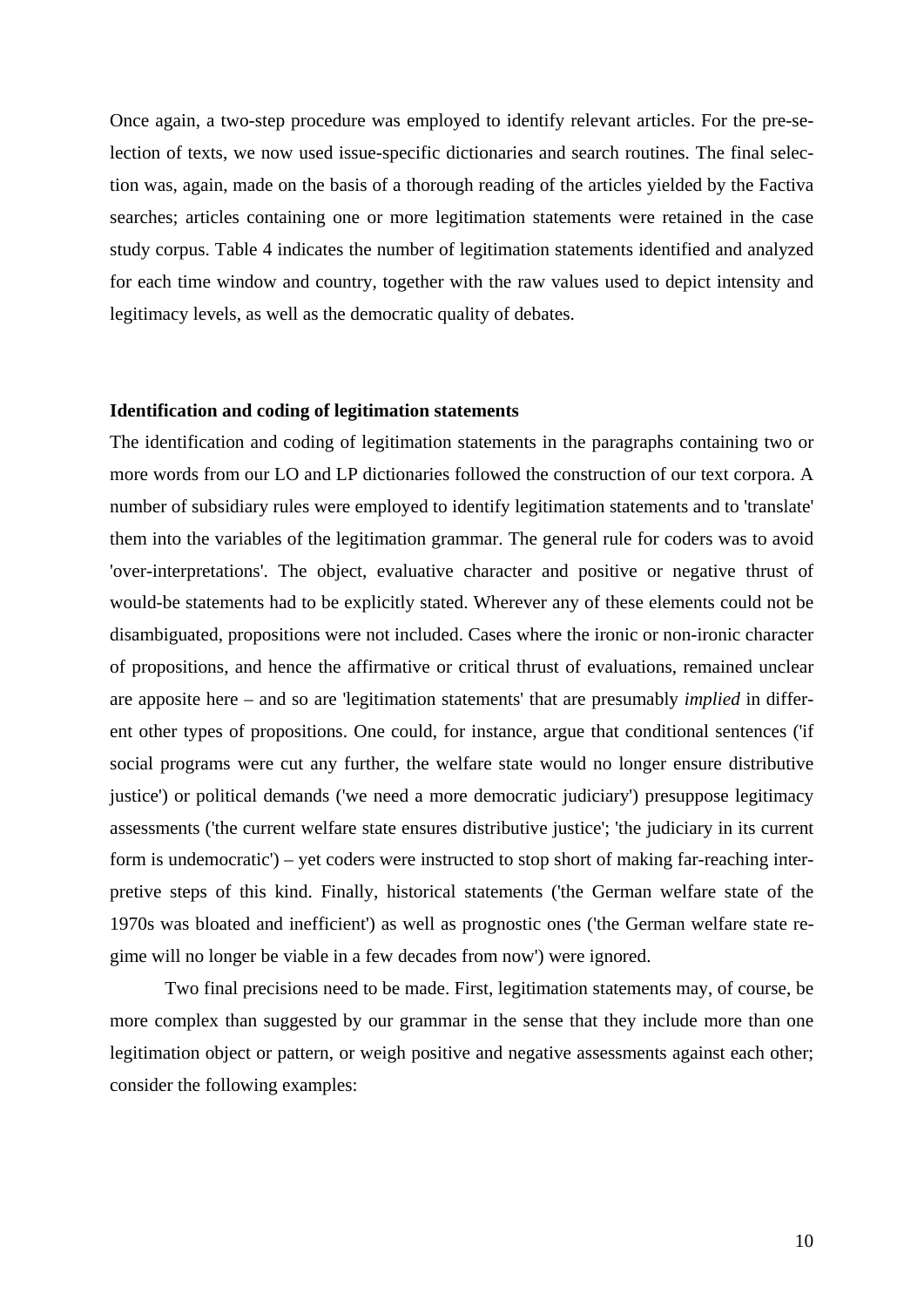Once again, a two-step procedure was employed to identify relevant articles. For the pre-selection of texts, we now used issue-specific dictionaries and search routines. The final selection was, again, made on the basis of a thorough reading of the articles yielded by the Factiva searches; articles containing one or more legitimation statements were retained in the case study corpus. Table 4 indicates the number of legitimation statements identified and analyzed for each time window and country, together with the raw values used to depict intensity and legitimacy levels, as well as the democratic quality of debates.

**Identification and coding of legitimation statements**

The identification and coding of legitimation statements in the paragraphs containing two or more words from our LO and LP dictionaries followed the construction of our text corpora. A number of subsidiary rules were employed to identify legitimation statements and to 'translate' them into the variables of the legitimation grammar. The general rule for coders was to avoid 'over-interpretations'. The object, evaluative character and positive or negative thrust of would-be statements had to be explicitly stated. Wherever any of these elements could not be disambiguated, propositions were not included. Cases where the ironic or non-ironic character of propositions, and hence the affirmative or critical thrust of evaluations, remained unclear are apposite here – and so are 'legitimation statements' that are presumably *implied* in different other types of propositions. One could, for instance, argue that conditional sentences ('if social programs were cut any further, the welfare state would no longer ensure distributive justice') or political demands ('we need a more democratic judiciary') presuppose legitimacy assessments ('the current welfare state ensures distributive justice'; 'the judiciary in its current form is undemocratic') – yet coders were instructed to stop short of making far-reaching interpretive steps of this kind. Finally, historical statements ('the German welfare state of the 1970s was bloated and inefficient') as well as prognostic ones ('the German welfare state regime will no longer be viable in a few decades from now') were ignored.

Two final precisions need to be made. First, legitimation statements may, of course, be more complex than suggested by our grammar in the sense that they include more than one legitimation object or pattern, or weigh positive and negative assessments against each other; consider the following examples: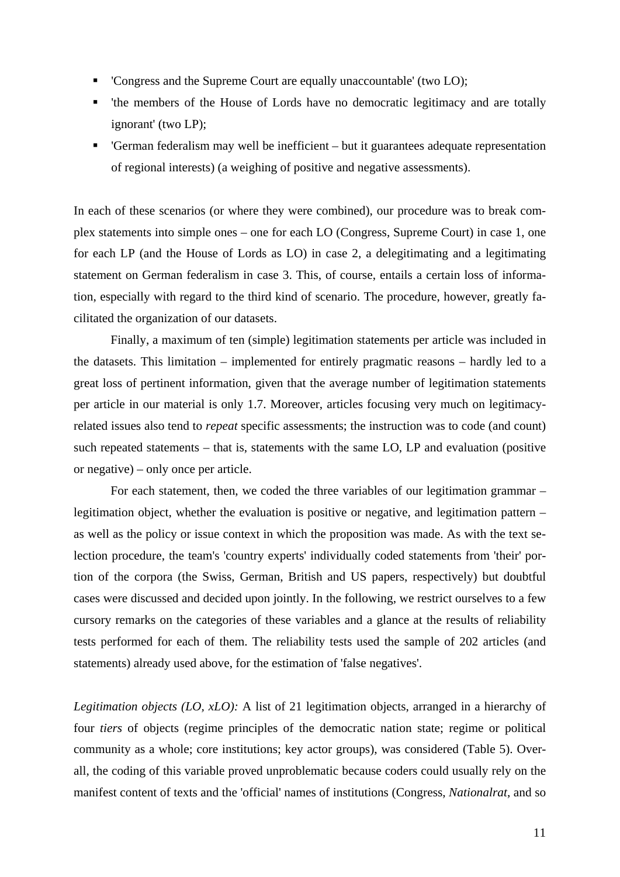- 'Congress and the Supreme Court are equally unaccountable' (two LO);
- 'the members of the House of Lords have no democratic legitimacy and are totally ignorant' (two LP);
- 'German federalism may well be inefficient – but it guarantees adequate representation of regional interests) (a weighing of positive and negative assessments).

In each of these scenarios (or where they were combined), our procedure was to break complex statements into simple ones – one for each LO (Congress, Supreme Court) in case 1, one for each LP (and the House of Lords as LO) in case 2, a delegitimating and a legitimating statement on German federalism in case 3. This, of course, entails a certain loss of information, especially with regard to the third kind of scenario. The procedure, however, greatly facilitated the organization of our datasets.

Finally, a maximum of ten (simple) legitimation statements per article was included in the datasets. This limitation – implemented for entirely pragmatic reasons – hardly led to a great loss of pertinent information, given that the average number of legitimation statements per article in our material is only 1.7. Moreover, articles focusing very much on legitimacy-related issues also tend to *repeat* specific assessments; the instruction was to code (and count) such repeated statements – that is, statements with the same LO, LP and evaluation (positive or negative) – only once per article.

For each statement, then, we coded the three variables of our legitimation grammar – legitimation object, whether the evaluation is positive or negative, and legitimation pattern – as well as the policy or issue context in which the proposition was made. As with the text selection procedure, the team's 'country experts' individually coded statements from 'their' portion of the corpora (the Swiss, German, British and US papers, respectively) but doubtful cases were discussed and decided upon jointly. In the following, we restrict ourselves to a few cursory remarks on the categories of these variables and a glance at the results of reliability tests performed for each of them. The reliability tests used the sample of 202 articles (and statements) already used above, for the estimation of 'false negatives'.

*Legitimation objects (LO, xLO):* A list of 21 legitimation objects, arranged in a hierarchy of four *tiers* of objects (regime principles of the democratic nation state; regime or political community as a whole; core institutions; key actor groups), was considered (Table 5). Overall, the coding of this variable proved unproblematic because coders could usually rely on the manifest content of texts and the 'official' names of institutions (Congress, *Nationalrat*, and so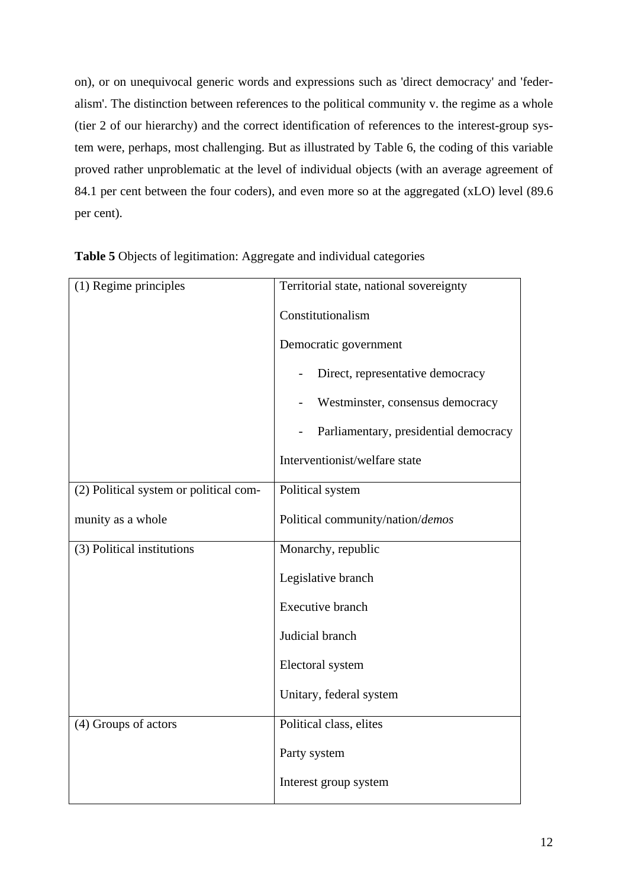on), or on unequivocal generic words and expressions such as 'direct democracy' and 'federalism'. The distinction between references to the political community v. the regime as a whole (tier 2 of our hierarchy) and the correct identification of references to the interest-group system were, perhaps, most challenging. But as illustrated by Table 6, the coding of this variable proved rather unproblematic at the level of individual objects (with an average agreement of 84.1 per cent between the four coders), and even more so at the aggregated (xLO) level (89.6 per cent).

**Table 5** Objects of legitimation: Aggregate and individual categories

| | |
|---|---|
| (1) Regime principles | Territorial state, national sovereignty |
| | Constitutionalism |
| | Democratic government |
| | - Direct, representative democracy |
| | - Westminster, consensus democracy |
| | - Parliamentary, presidential democracy |
| | Interventionist/welfare state |
| (2) Political system or political community as a whole | Political system |
| | Political community/nation/*demos* |
| (3) Political institutions | Monarchy, republic |
| | Legislative branch |
| | Executive branch |
| | Judicial branch |
| | Electoral system |
| | Unitary, federal system |
| (4) Groups of actors | Political class, elites |
| | Party system |
| | Interest group system |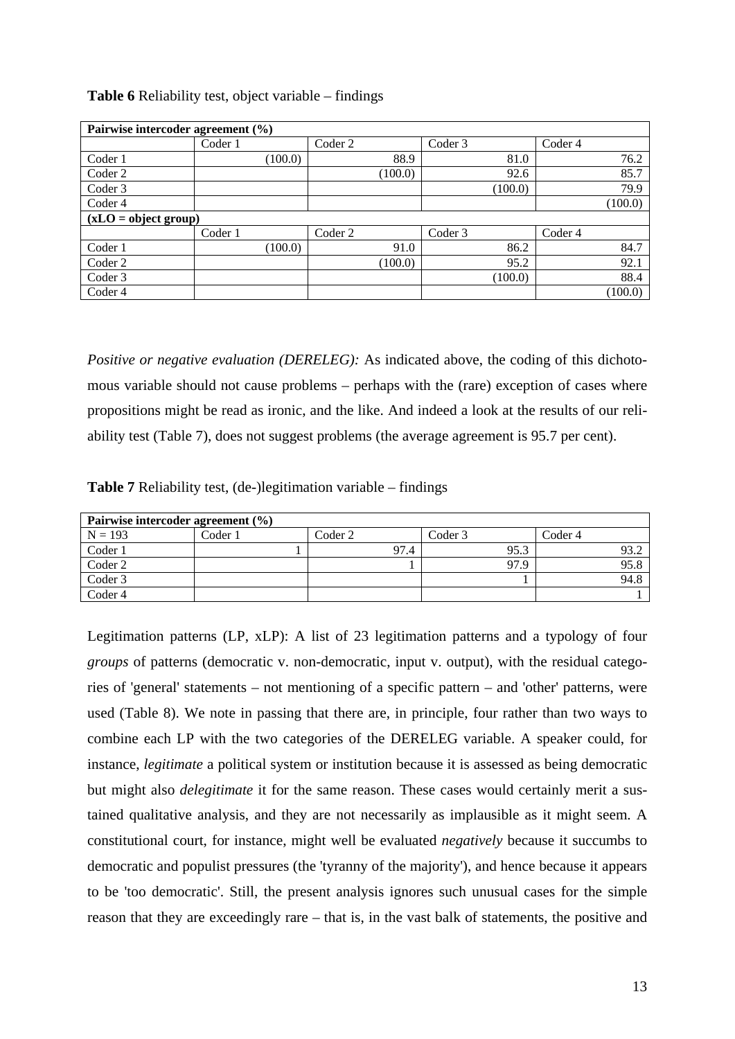**Table 6** Reliability test, object variable – findings

| **Pairwise intercoder agreement (%)** | | | | |
|---|---|---|---|---|
| | Coder 1 | Coder 2 | Coder 3 | Coder 4 |
| Coder 1 | (100.0) | 88.9 | 81.0 | 76.2 |
| Coder 2 | | (100.0) | 92.6 | 85.7 |
| Coder 3 | | | (100.0) | 79.9 |
| Coder 4 | | | | (100.0) |
| **(xLO = object group)** | | | | |
| | Coder 1 | Coder 2 | Coder 3 | Coder 4 |
| Coder 1 | (100.0) | 91.0 | 86.2 | 84.7 |
| Coder 2 | | (100.0) | 95.2 | 92.1 |
| Coder 3 | | | (100.0) | 88.4 |
| Coder 4 | | | | (100.0) |

*Positive or negative evaluation (DERELEG):* As indicated above, the coding of this dichotomous variable should not cause problems – perhaps with the (rare) exception of cases where propositions might be read as ironic, and the like. And indeed a look at the results of our reliability test (Table 7), does not suggest problems (the average agreement is 95.7 per cent).

**Table 7** Reliability test, (de-)legitimation variable – findings

| **Pairwise intercoder agreement (%)** | | | | |
|---|---|---|---|---|
| N = 193 | Coder 1 | Coder 2 | Coder 3 | Coder 4 |
| Coder 1 | 1 | 97.4 | 95.3 | 93.2 |
| Coder 2 | | 1 | 97.9 | 95.8 |
| Coder 3 | | | 1 | 94.8 |
| Coder 4 | | | | 1 |

Legitimation patterns (LP, xLP): A list of 23 legitimation patterns and a typology of four *groups* of patterns (democratic v. non-democratic, input v. output), with the residual categories of 'general' statements – not mentioning of a specific pattern – and 'other' patterns, were used (Table 8). We note in passing that there are, in principle, four rather than two ways to combine each LP with the two categories of the DERELEG variable. A speaker could, for instance, *legitimate* a political system or institution because it is assessed as being democratic but might also *delegitimate* it for the same reason. These cases would certainly merit a sustained qualitative analysis, and they are not necessarily as implausible as it might seem. A constitutional court, for instance, might well be evaluated *negatively* because it succumbs to democratic and populist pressures (the 'tyranny of the majority'), and hence because it appears to be 'too democratic'. Still, the present analysis ignores such unusual cases for the simple reason that they are exceedingly rare – that is, in the vast balk of statements, the positive and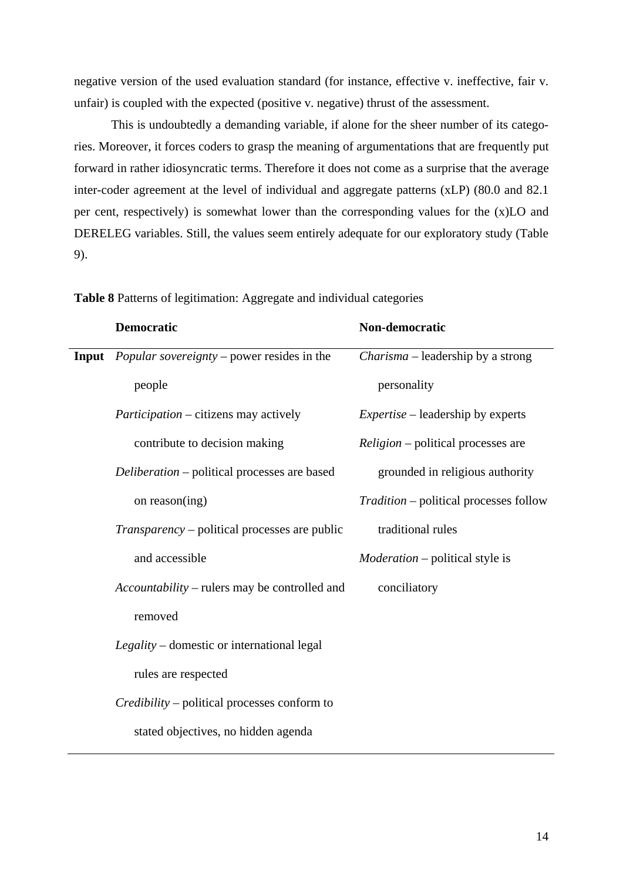negative version of the used evaluation standard (for instance, effective v. ineffective, fair v. unfair) is coupled with the expected (positive v. negative) thrust of the assessment.

This is undoubtedly a demanding variable, if alone for the sheer number of its categories. Moreover, it forces coders to grasp the meaning of argumentations that are frequently put forward in rather idiosyncratic terms. Therefore it does not come as a surprise that the average inter-coder agreement at the level of individual and aggregate patterns (xLP) (80.0 and 82.1 per cent, respectively) is somewhat lower than the corresponding values for the (x)LO and DERELEG variables. Still, the values seem entirely adequate for our exploratory study (Table 9).

**Table 8** Patterns of legitimation: Aggregate and individual categories

| | **Democratic** | **Non-democratic** |
|---|---|---|
| **Input** | *Popular sovereignty* – power resides in the people | *Charisma* – leadership by a strong personality |
| | *Participation* – citizens may actively contribute to decision making | *Expertise* – leadership by experts |
| | *Deliberation* – political processes are based on reason(ing) | *Religion* – political processes are grounded in religious authority |
| | *Transparency* – political processes are public and accessible | *Tradition* – political processes follow traditional rules |
| | *Accountability* – rulers may be controlled and removed | *Moderation* – political style is conciliatory |
| | *Legality* – domestic or international legal rules are respected | |
| | *Credibility* – political processes conform to stated objectives, no hidden agenda | |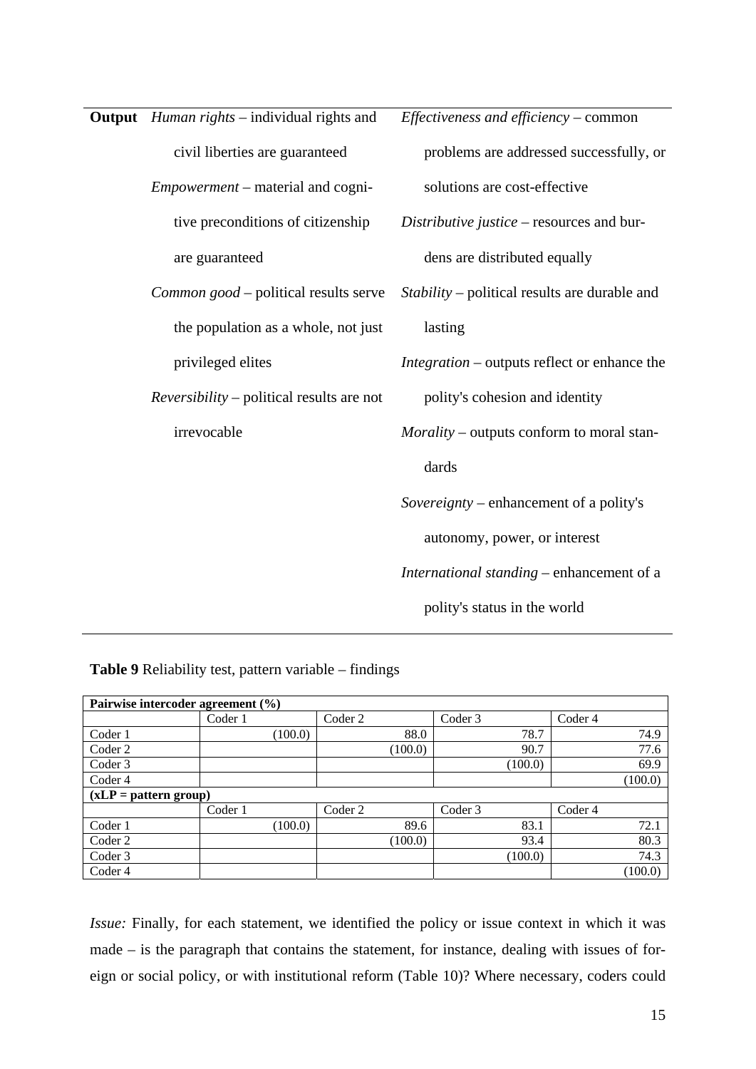| | | |
|---|---|---|
| **Output** | *Human rights* – individual rights and civil liberties are guaranteed<br>*Empowerment* – material and cognitive preconditions of citizenship are guaranteed<br>*Common good* – political results serve the population as a whole, not just privileged elites<br>*Reversibility* – political results are not irrevocable | *Effectiveness and efficiency* – common problems are addressed successfully, or solutions are cost-effective<br>*Distributive justice* – resources and burdens are distributed equally<br>*Stability* – political results are durable and lasting<br>*Integration* – outputs reflect or enhance the polity's cohesion and identity<br>*Morality* – outputs conform to moral standards<br>*Sovereignty* – enhancement of a polity's autonomy, power, or interest<br>*International standing* – enhancement of a polity's status in the world |

**Table 9** Reliability test, pattern variable – findings

| **Pairwise intercoder agreement (%)** | | | | |
|---|---|---|---|---|
| | Coder 1 | Coder 2 | Coder 3 | Coder 4 |
| Coder 1 | (100.0) | 88.0 | 78.7 | 74.9 |
| Coder 2 | | (100.0) | 90.7 | 77.6 |
| Coder 3 | | | (100.0) | 69.9 |
| Coder 4 | | | | (100.0) |
| **(xLP = pattern group)** | | | | |
| | Coder 1 | Coder 2 | Coder 3 | Coder 4 |
| Coder 1 | (100.0) | 89.6 | 83.1 | 72.1 |
| Coder 2 | | (100.0) | 93.4 | 80.3 |
| Coder 3 | | | (100.0) | 74.3 |
| Coder 4 | | | | (100.0) |

*Issue:* Finally, for each statement, we identified the policy or issue context in which it was made – is the paragraph that contains the statement, for instance, dealing with issues of foreign or social policy, or with institutional reform (Table 10)? Where necessary, coders could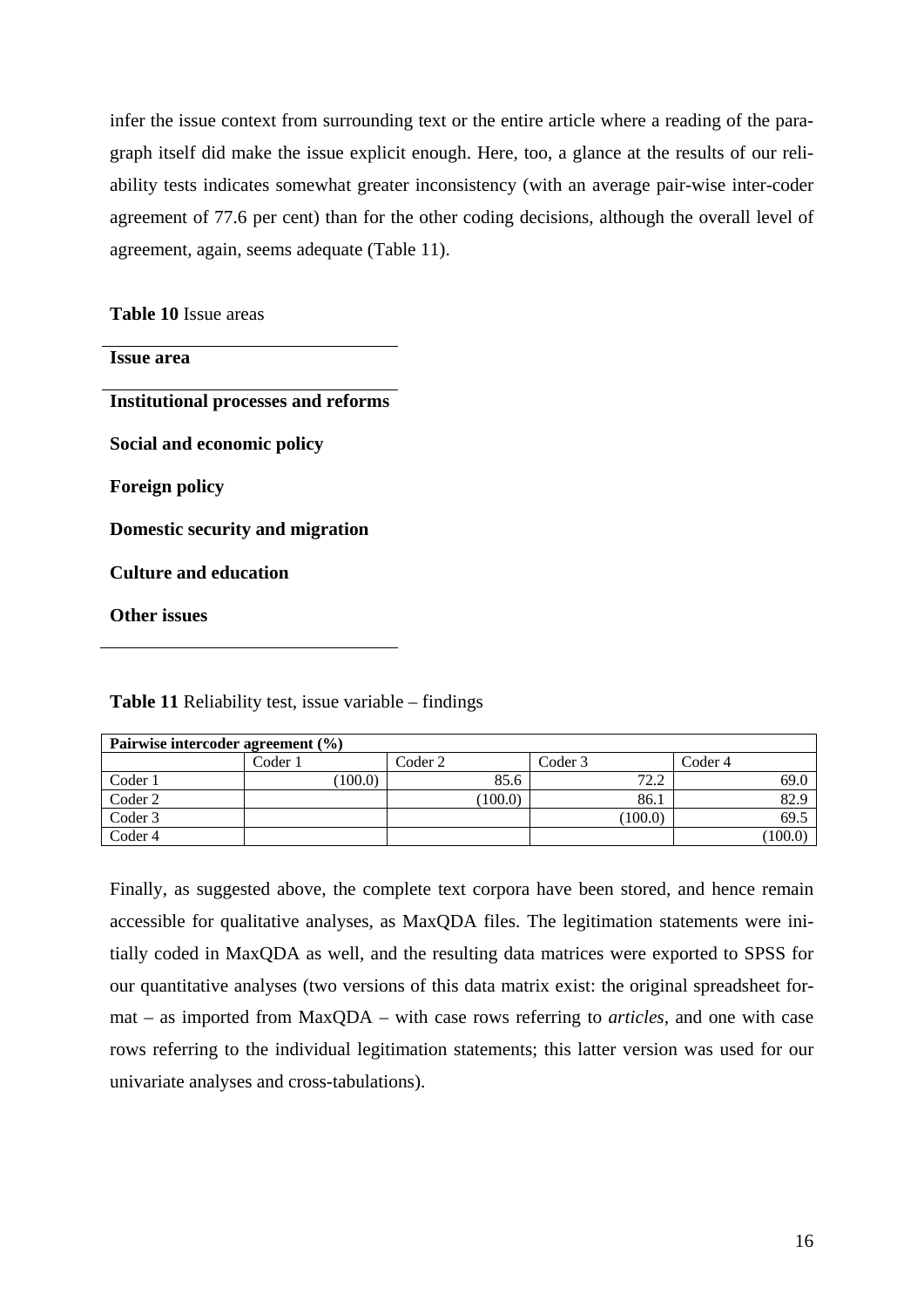infer the issue context from surrounding text or the entire article where a reading of the paragraph itself did make the issue explicit enough. Here, too, a glance at the results of our reliability tests indicates somewhat greater inconsistency (with an average pair-wise inter-coder agreement of 77.6 per cent) than for the other coding decisions, although the overall level of agreement, again, seems adequate (Table 11).

**Table 10** Issue areas

| **Issue area** |
|---|
| **Institutional processes and reforms** |
| **Social and economic policy** |
| **Foreign policy** |
| **Domestic security and migration** |
| **Culture and education** |
| **Other issues** |

**Table 11** Reliability test, issue variable – findings

| **Pairwise intercoder agreement (%)** | | | | |
|---|---|---|---|---|
| | Coder 1 | Coder 2 | Coder 3 | Coder 4 |
| Coder 1 | (100.0) | 85.6 | 72.2 | 69.0 |
| Coder 2 | | (100.0) | 86.1 | 82.9 |
| Coder 3 | | | (100.0) | 69.5 |
| Coder 4 | | | | (100.0) |

Finally, as suggested above, the complete text corpora have been stored, and hence remain accessible for qualitative analyses, as MaxQDA files. The legitimation statements were initially coded in MaxQDA as well, and the resulting data matrices were exported to SPSS for our quantitative analyses (two versions of this data matrix exist: the original spreadsheet format – as imported from MaxQDA – with case rows referring to *articles*, and one with case rows referring to the individual legitimation statements; this latter version was used for our univariate analyses and cross-tabulations).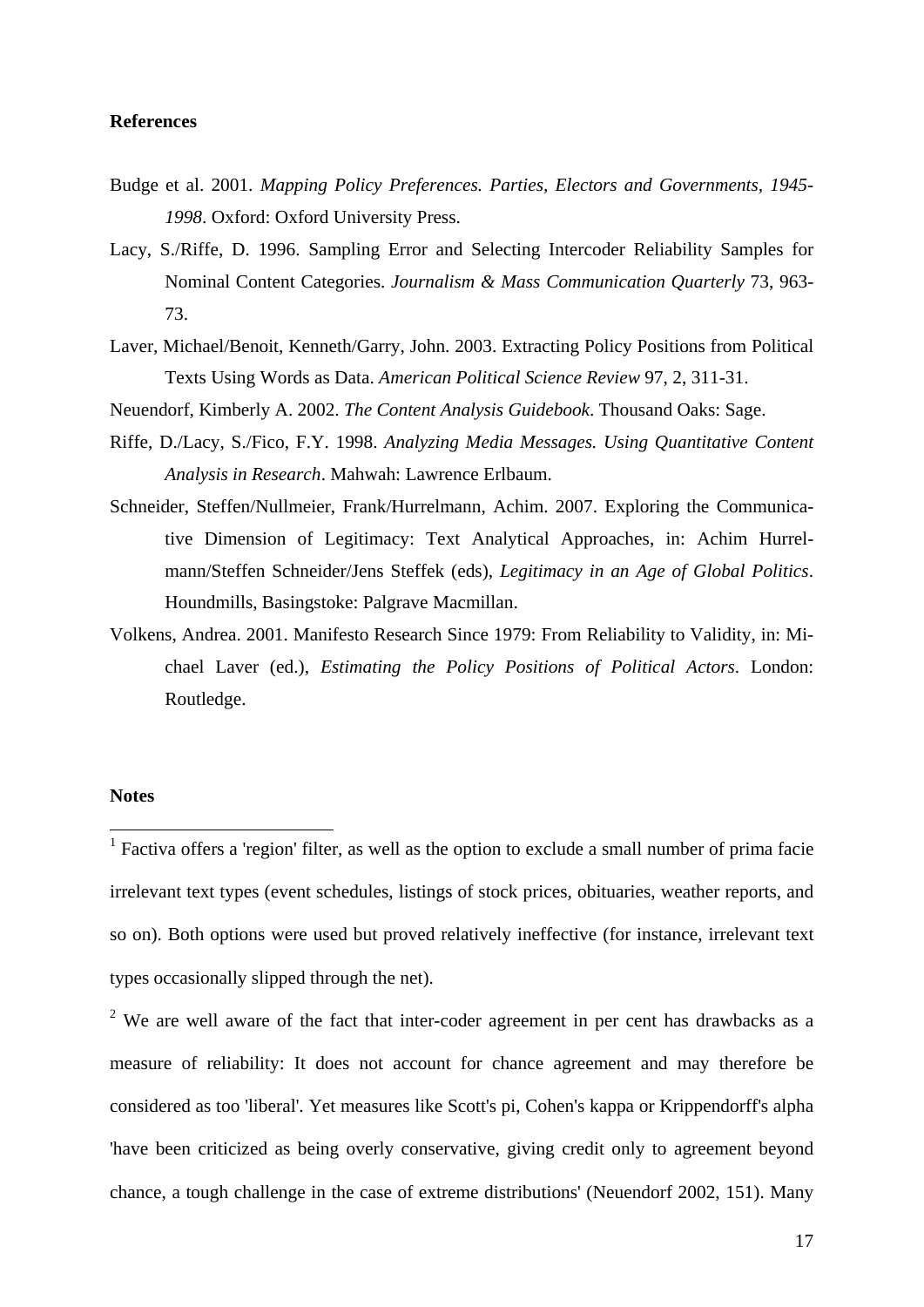## References

Budge et al. 2001. *Mapping Policy Preferences. Parties, Electors and Governments, 1945-1998*. Oxford: Oxford University Press.

Lacy, S./Riffe, D. 1996. Sampling Error and Selecting Intercoder Reliability Samples for Nominal Content Categories. *Journalism & Mass Communication Quarterly* 73, 963-73.

Laver, Michael/Benoit, Kenneth/Garry, John. 2003. Extracting Policy Positions from Political Texts Using Words as Data. *American Political Science Review* 97, 2, 311-31.

Neuendorf, Kimberly A. 2002. *The Content Analysis Guidebook*. Thousand Oaks: Sage.

Riffe, D./Lacy, S./Fico, F.Y. 1998. *Analyzing Media Messages. Using Quantitative Content Analysis in Research*. Mahwah: Lawrence Erlbaum.

Schneider, Steffen/Nullmeier, Frank/Hurrelmann, Achim. 2007. Exploring the Communicative Dimension of Legitimacy: Text Analytical Approaches, in: Achim Hurrelmann/Steffen Schneider/Jens Steffek (eds), *Legitimacy in an Age of Global Politics*. Houndmills, Basingstoke: Palgrave Macmillan.

Volkens, Andrea. 2001. Manifesto Research Since 1979: From Reliability to Validity, in: Michael Laver (ed.), *Estimating the Policy Positions of Political Actors*. London: Routledge.

## Notes

[1] Factiva offers a 'region' filter, as well as the option to exclude a small number of prima facie irrelevant text types (event schedules, listings of stock prices, obituaries, weather reports, and so on). Both options were used but proved relatively ineffective (for instance, irrelevant text types occasionally slipped through the net).

[2] We are well aware of the fact that inter-coder agreement in per cent has drawbacks as a measure of reliability: It does not account for chance agreement and may therefore be considered as too 'liberal'. Yet measures like Scott's pi, Cohen's kappa or Krippendorff's alpha 'have been criticized as being overly conservative, giving credit only to agreement beyond chance, a tough challenge in the case of extreme distributions' (Neuendorf 2002, 151). Many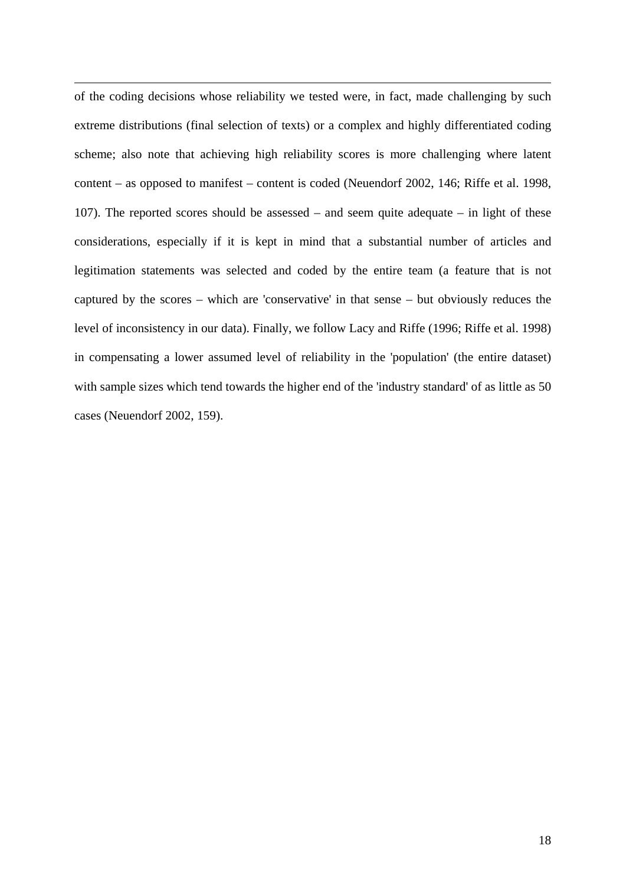of the coding decisions whose reliability we tested were, in fact, made challenging by such extreme distributions (final selection of texts) or a complex and highly differentiated coding scheme; also note that achieving high reliability scores is more challenging where latent content – as opposed to manifest – content is coded (Neuendorf 2002, 146; Riffe et al. 1998, 107). The reported scores should be assessed – and seem quite adequate – in light of these considerations, especially if it is kept in mind that a substantial number of articles and legitimation statements was selected and coded by the entire team (a feature that is not captured by the scores – which are 'conservative' in that sense – but obviously reduces the level of inconsistency in our data). Finally, we follow Lacy and Riffe (1996; Riffe et al. 1998) in compensating a lower assumed level of reliability in the 'population' (the entire dataset) with sample sizes which tend towards the higher end of the 'industry standard' of as little as 50 cases (Neuendorf 2002, 159).